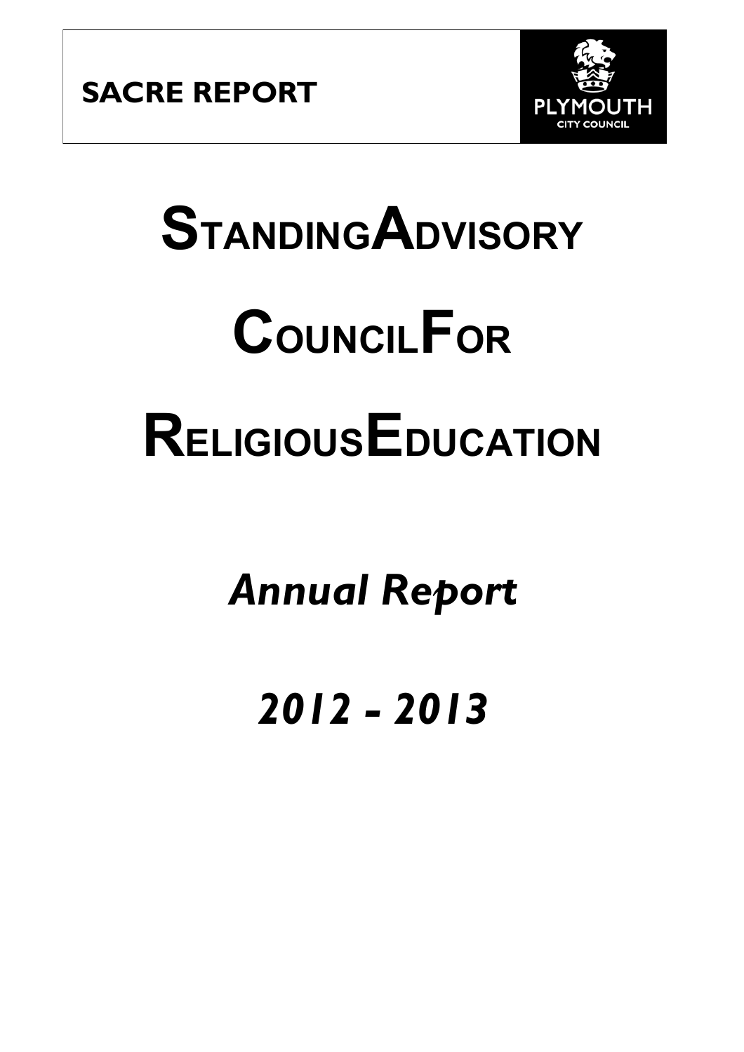**SACRE REPORT**

PLYMOUTH
CITY COUNCIL

# STANDING ADVISORY COUNCIL FOR RELIGIOUS EDUCATION

## *Annual Report*

## *2012 – 2013*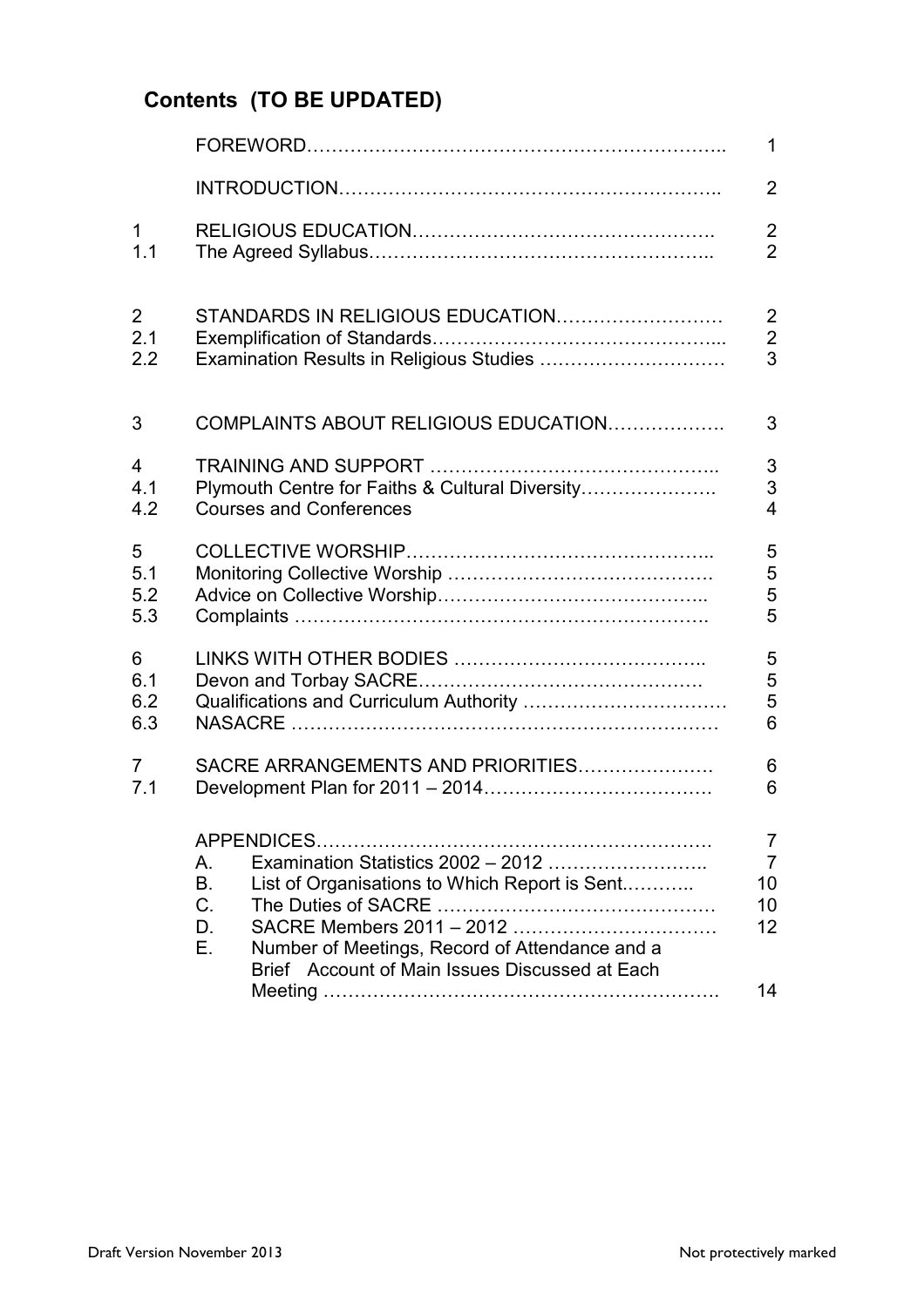# Contents (TO BE UPDATED)

| | | |
|---|---|---|
| | FOREWORD………………………………………………………….. | 1 |
| | INTRODUCTION…………………………………………………….. | 2 |
| 1 | RELIGIOUS EDUCATION…………………………………………. | 2 |
| 1.1 | The Agreed Syllabus……………………………………………... | 2 |
| 2 | STANDARDS IN RELIGIOUS EDUCATION……………………… | 2 |
| 2.1 | Exemplification of Standards……………………………………... | 2 |
| 2.2 | Examination Results in Religious Studies ………………………… | 3 |
| 3 | COMPLAINTS ABOUT RELIGIOUS EDUCATION………………. | 3 |
| 4 | TRAINING AND SUPPORT …………………………………….. | 3 |
| 4.1 | Plymouth Centre for Faiths & Cultural Diversity…………………. | 3 |
| 4.2 | Courses and Conferences | 4 |
| 5 | COLLECTIVE WORSHIP………………………………………….. | 5 |
| 5.1 | Monitoring Collective Worship …………………………………… | 5 |
| 5.2 | Advice on Collective Worship…………………………………….. | 5 |
| 5.3 | Complaints ………………………………………………………. | 5 |
| 6 | LINKS WITH OTHER BODIES ………………………………….. | 5 |
| 6.1 | Devon and Torbay SACRE………………………………………. | 5 |
| 6.2 | Qualifications and Curriculum Authority …………………………… | 5 |
| 6.3 | NASACRE ……………………………………………………… | 6 |
| 7 | SACRE ARRANGEMENTS AND PRIORITIES…………………. | 6 |
| 7.1 | Development Plan for 2011 – 2014……………………………… | 6 |
| | APPENDICES……………………………………………………. | 7 |
| | A. Examination Statistics 2002 – 2012 …………………….. | 7 |
| | B. List of Organisations to Which Report is Sent.……….. | 10 |
| | C. The Duties of SACRE ……………………………………. | 10 |
| | D. SACRE Members 2011 – 2012 …………………………… | 12 |
| | E. Number of Meetings, Record of Attendance and a Brief Account of Main Issues Discussed at Each Meeting ………………………………………………………. | 14 |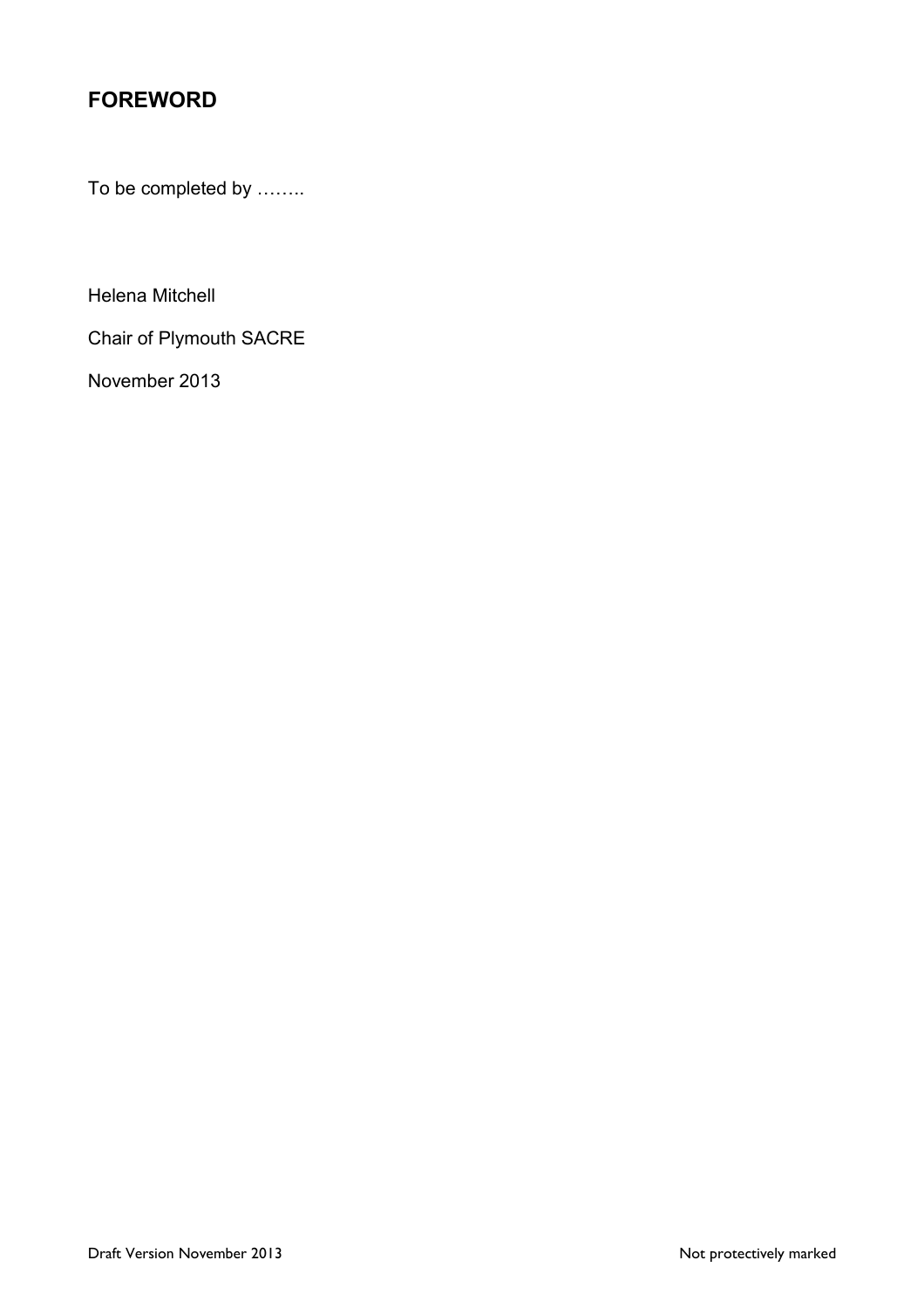## FOREWORD

To be completed by ……..

Helena Mitchell

Chair of Plymouth SACRE

November 2013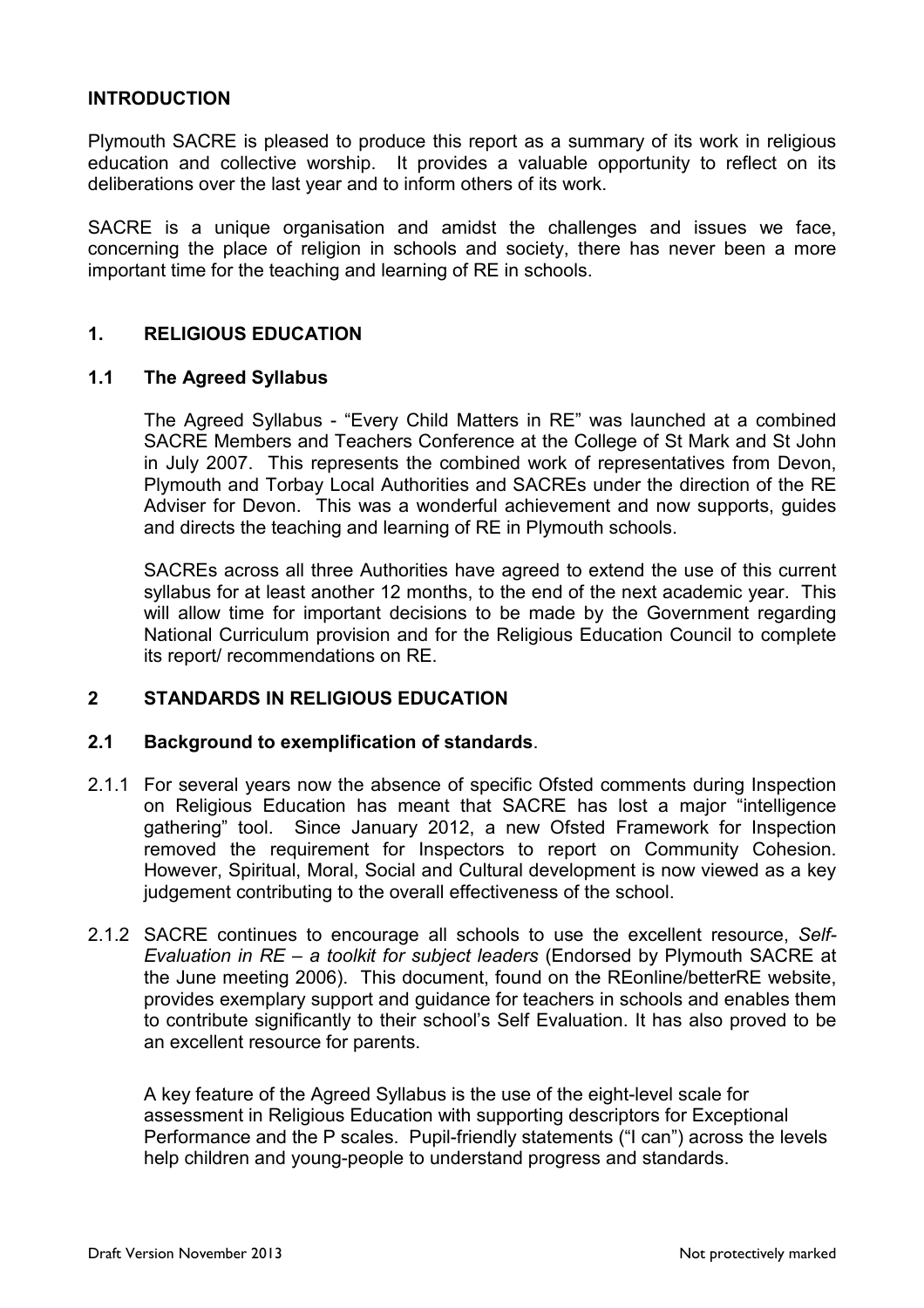## INTRODUCTION

Plymouth SACRE is pleased to produce this report as a summary of its work in religious education and collective worship. It provides a valuable opportunity to reflect on its deliberations over the last year and to inform others of its work.

SACRE is a unique organisation and amidst the challenges and issues we face, concerning the place of religion in schools and society, there has never been a more important time for the teaching and learning of RE in schools.

## 1. RELIGIOUS EDUCATION

### 1.1 The Agreed Syllabus

The Agreed Syllabus - "Every Child Matters in RE" was launched at a combined SACRE Members and Teachers Conference at the College of St Mark and St John in July 2007. This represents the combined work of representatives from Devon, Plymouth and Torbay Local Authorities and SACREs under the direction of the RE Adviser for Devon. This was a wonderful achievement and now supports, guides and directs the teaching and learning of RE in Plymouth schools.

SACREs across all three Authorities have agreed to extend the use of this current syllabus for at least another 12 months, to the end of the next academic year. This will allow time for important decisions to be made by the Government regarding National Curriculum provision and for the Religious Education Council to complete its report/ recommendations on RE.

## 2 STANDARDS IN RELIGIOUS EDUCATION

### 2.1 Background to exemplification of standards.

2.1.1 For several years now the absence of specific Ofsted comments during Inspection on Religious Education has meant that SACRE has lost a major "intelligence gathering" tool. Since January 2012, a new Ofsted Framework for Inspection removed the requirement for Inspectors to report on Community Cohesion. However, Spiritual, Moral, Social and Cultural development is now viewed as a key judgement contributing to the overall effectiveness of the school.

2.1.2 SACRE continues to encourage all schools to use the excellent resource, *Self-Evaluation in RE – a toolkit for subject leaders* (Endorsed by Plymouth SACRE at the June meeting 2006). This document, found on the REonline/betterRE website, provides exemplary support and guidance for teachers in schools and enables them to contribute significantly to their school's Self Evaluation. It has also proved to be an excellent resource for parents.

A key feature of the Agreed Syllabus is the use of the eight-level scale for assessment in Religious Education with supporting descriptors for Exceptional Performance and the P scales. Pupil-friendly statements ("I can") across the levels help children and young-people to understand progress and standards.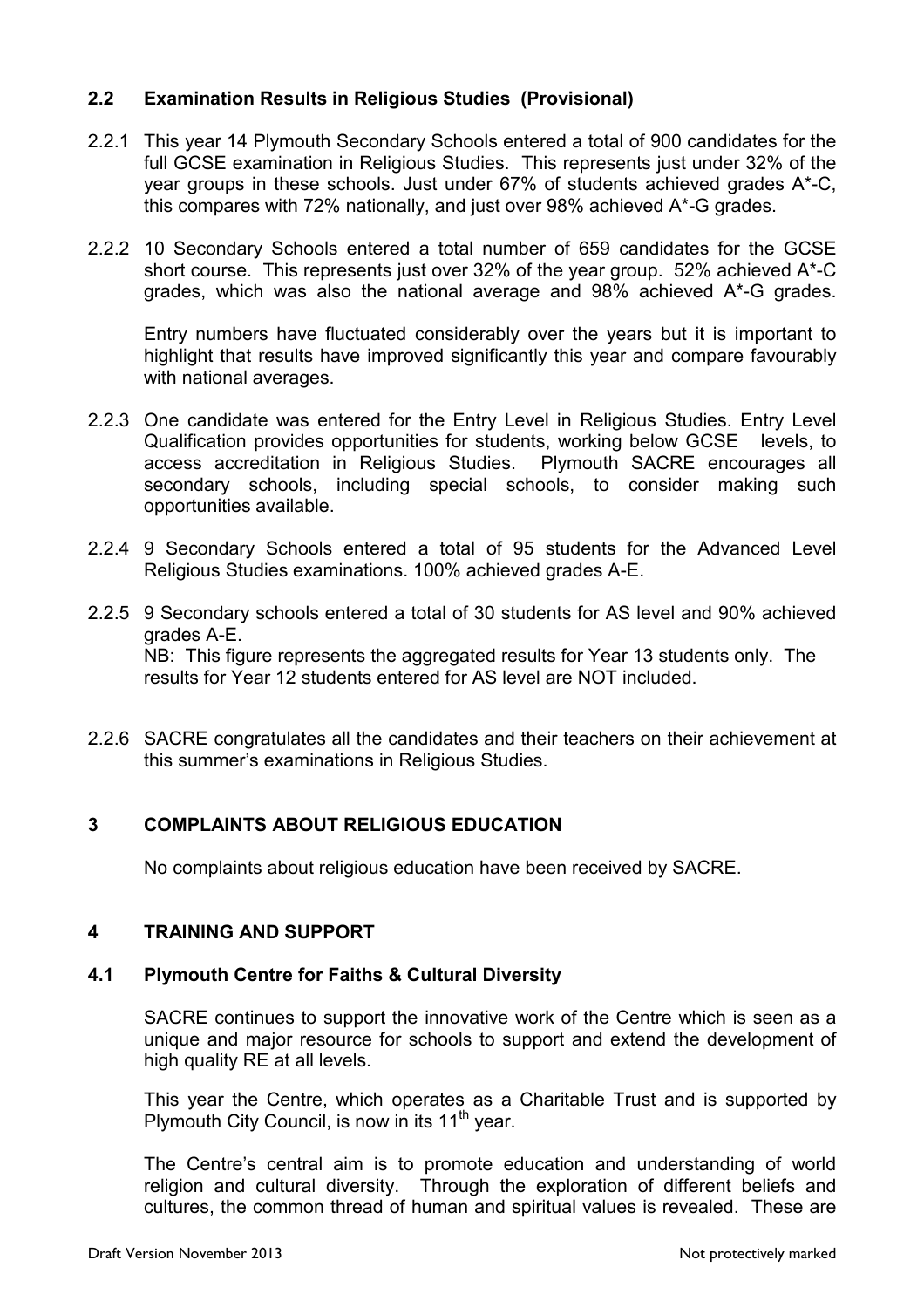### 2.2 Examination Results in Religious Studies (Provisional)

2.2.1 This year 14 Plymouth Secondary Schools entered a total of 900 candidates for the full GCSE examination in Religious Studies. This represents just under 32% of the year groups in these schools. Just under 67% of students achieved grades A*-C, this compares with 72% nationally, and just over 98% achieved A*-G grades.

2.2.2 10 Secondary Schools entered a total number of 659 candidates for the GCSE short course. This represents just over 32% of the year group. 52% achieved A*-C grades, which was also the national average and 98% achieved A*-G grades.

Entry numbers have fluctuated considerably over the years but it is important to highlight that results have improved significantly this year and compare favourably with national averages.

2.2.3 One candidate was entered for the Entry Level in Religious Studies. Entry Level Qualification provides opportunities for students, working below GCSE levels, to access accreditation in Religious Studies. Plymouth SACRE encourages all secondary schools, including special schools, to consider making such opportunities available.

2.2.4 9 Secondary Schools entered a total of 95 students for the Advanced Level Religious Studies examinations. 100% achieved grades A-E.

2.2.5 9 Secondary schools entered a total of 30 students for AS level and 90% achieved grades A-E.
NB: This figure represents the aggregated results for Year 13 students only. The results for Year 12 students entered for AS level are NOT included.

2.2.6 SACRE congratulates all the candidates and their teachers on their achievement at this summer's examinations in Religious Studies.

## 3 COMPLAINTS ABOUT RELIGIOUS EDUCATION

No complaints about religious education have been received by SACRE.

## 4 TRAINING AND SUPPORT

### 4.1 Plymouth Centre for Faiths & Cultural Diversity

SACRE continues to support the innovative work of the Centre which is seen as a unique and major resource for schools to support and extend the development of high quality RE at all levels.

This year the Centre, which operates as a Charitable Trust and is supported by Plymouth City Council, is now in its 11th year.

The Centre's central aim is to promote education and understanding of world religion and cultural diversity. Through the exploration of different beliefs and cultures, the common thread of human and spiritual values is revealed. These are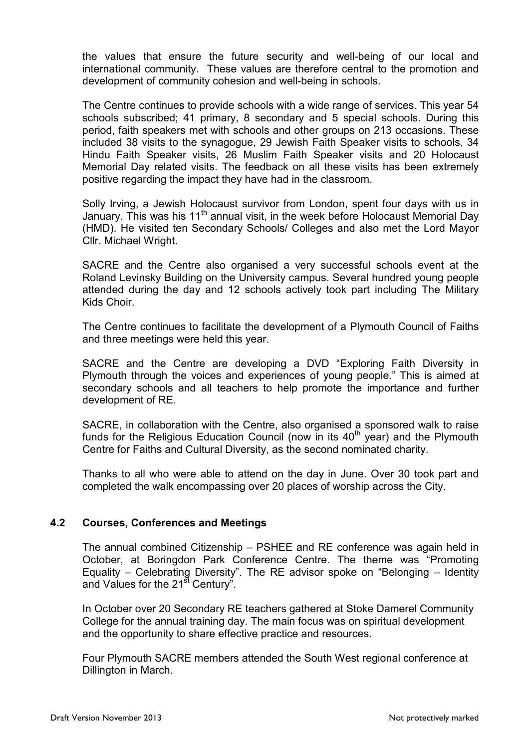the values that ensure the future security and well-being of our local and international community. These values are therefore central to the promotion and development of community cohesion and well-being in schools.

The Centre continues to provide schools with a wide range of services. This year 54 schools subscribed; 41 primary, 8 secondary and 5 special schools. During this period, faith speakers met with schools and other groups on 213 occasions. These included 38 visits to the synagogue, 29 Jewish Faith Speaker visits to schools, 34 Hindu Faith Speaker visits, 26 Muslim Faith Speaker visits and 20 Holocaust Memorial Day related visits. The feedback on all these visits has been extremely positive regarding the impact they have had in the classroom.

Solly Irving, a Jewish Holocaust survivor from London, spent four days with us in January. This was his 11th annual visit, in the week before Holocaust Memorial Day (HMD). He visited ten Secondary Schools/ Colleges and also met the Lord Mayor Cllr. Michael Wright.

SACRE and the Centre also organised a very successful schools event at the Roland Levinsky Building on the University campus. Several hundred young people attended during the day and 12 schools actively took part including The Military Kids Choir.

The Centre continues to facilitate the development of a Plymouth Council of Faiths and three meetings were held this year.

SACRE and the Centre are developing a DVD "Exploring Faith Diversity in Plymouth through the voices and experiences of young people." This is aimed at secondary schools and all teachers to help promote the importance and further development of RE.

SACRE, in collaboration with the Centre, also organised a sponsored walk to raise funds for the Religious Education Council (now in its 40th year) and the Plymouth Centre for Faiths and Cultural Diversity, as the second nominated charity.

Thanks to all who were able to attend on the day in June. Over 30 took part and completed the walk encompassing over 20 places of worship across the City.

### 4.2 Courses, Conferences and Meetings

The annual combined Citizenship – PSHEE and RE conference was again held in October, at Boringdon Park Conference Centre. The theme was "Promoting Equality – Celebrating Diversity". The RE advisor spoke on "Belonging – Identity and Values for the 21st Century".

In October over 20 Secondary RE teachers gathered at Stoke Damerel Community College for the annual training day. The main focus was on spiritual development and the opportunity to share effective practice and resources.

Four Plymouth SACRE members attended the South West regional conference at Dillington in March.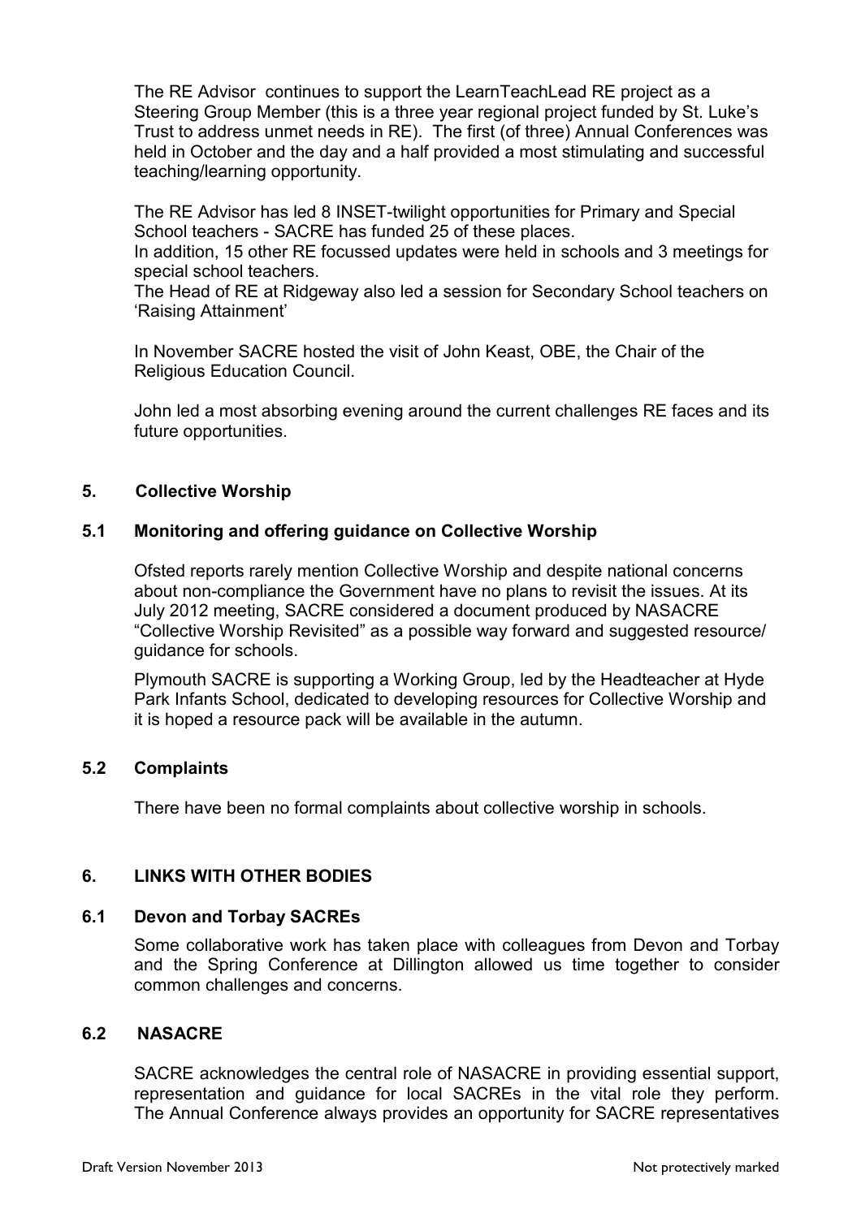The RE Advisor continues to support the LearnTeachLead RE project as a Steering Group Member (this is a three year regional project funded by St. Luke's Trust to address unmet needs in RE). The first (of three) Annual Conferences was held in October and the day and a half provided a most stimulating and successful teaching/learning opportunity.

The RE Advisor has led 8 INSET-twilight opportunities for Primary and Special School teachers - SACRE has funded 25 of these places.
In addition, 15 other RE focussed updates were held in schools and 3 meetings for special school teachers.
The Head of RE at Ridgeway also led a session for Secondary School teachers on 'Raising Attainment'

In November SACRE hosted the visit of John Keast, OBE, the Chair of the Religious Education Council.

John led a most absorbing evening around the current challenges RE faces and its future opportunities.

## 5. Collective Worship

### 5.1 Monitoring and offering guidance on Collective Worship

Ofsted reports rarely mention Collective Worship and despite national concerns about non-compliance the Government have no plans to revisit the issues. At its July 2012 meeting, SACRE considered a document produced by NASACRE "Collective Worship Revisited" as a possible way forward and suggested resource/ guidance for schools.

Plymouth SACRE is supporting a Working Group, led by the Headteacher at Hyde Park Infants School, dedicated to developing resources for Collective Worship and it is hoped a resource pack will be available in the autumn.

### 5.2 Complaints

There have been no formal complaints about collective worship in schools.

## 6. LINKS WITH OTHER BODIES

### 6.1 Devon and Torbay SACREs

Some collaborative work has taken place with colleagues from Devon and Torbay and the Spring Conference at Dillington allowed us time together to consider common challenges and concerns.

### 6.2 NASACRE

SACRE acknowledges the central role of NASACRE in providing essential support, representation and guidance for local SACREs in the vital role they perform. The Annual Conference always provides an opportunity for SACRE representatives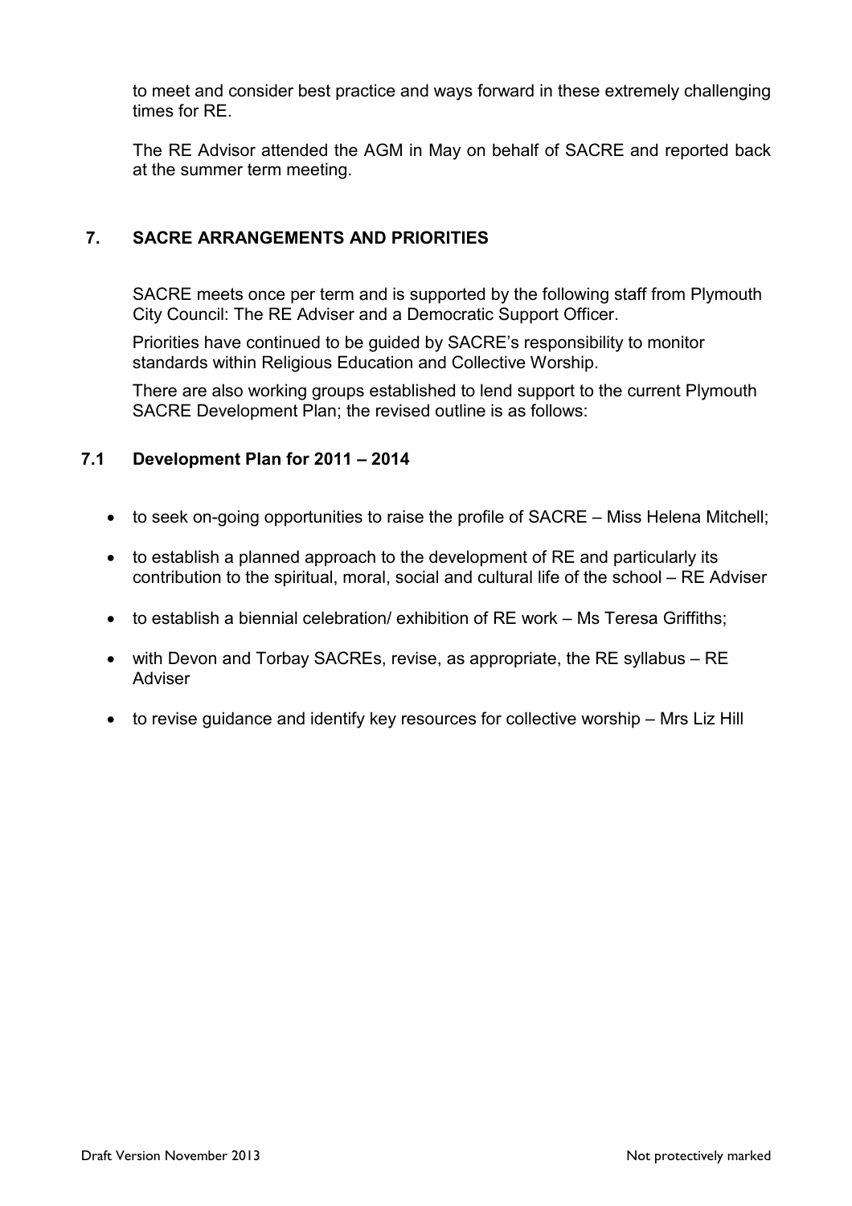to meet and consider best practice and ways forward in these extremely challenging times for RE.

The RE Advisor attended the AGM in May on behalf of SACRE and reported back at the summer term meeting.

## 7. SACRE ARRANGEMENTS AND PRIORITIES

SACRE meets once per term and is supported by the following staff from Plymouth City Council: The RE Adviser and a Democratic Support Officer.

Priorities have continued to be guided by SACRE's responsibility to monitor standards within Religious Education and Collective Worship.

There are also working groups established to lend support to the current Plymouth SACRE Development Plan; the revised outline is as follows:

### 7.1 Development Plan for 2011 – 2014

- to seek on-going opportunities to raise the profile of SACRE – Miss Helena Mitchell;
- to establish a planned approach to the development of RE and particularly its contribution to the spiritual, moral, social and cultural life of the school – RE Adviser
- to establish a biennial celebration/ exhibition of RE work – Ms Teresa Griffiths;
- with Devon and Torbay SACREs, revise, as appropriate, the RE syllabus – RE Adviser
- to revise guidance and identify key resources for collective worship – Mrs Liz Hill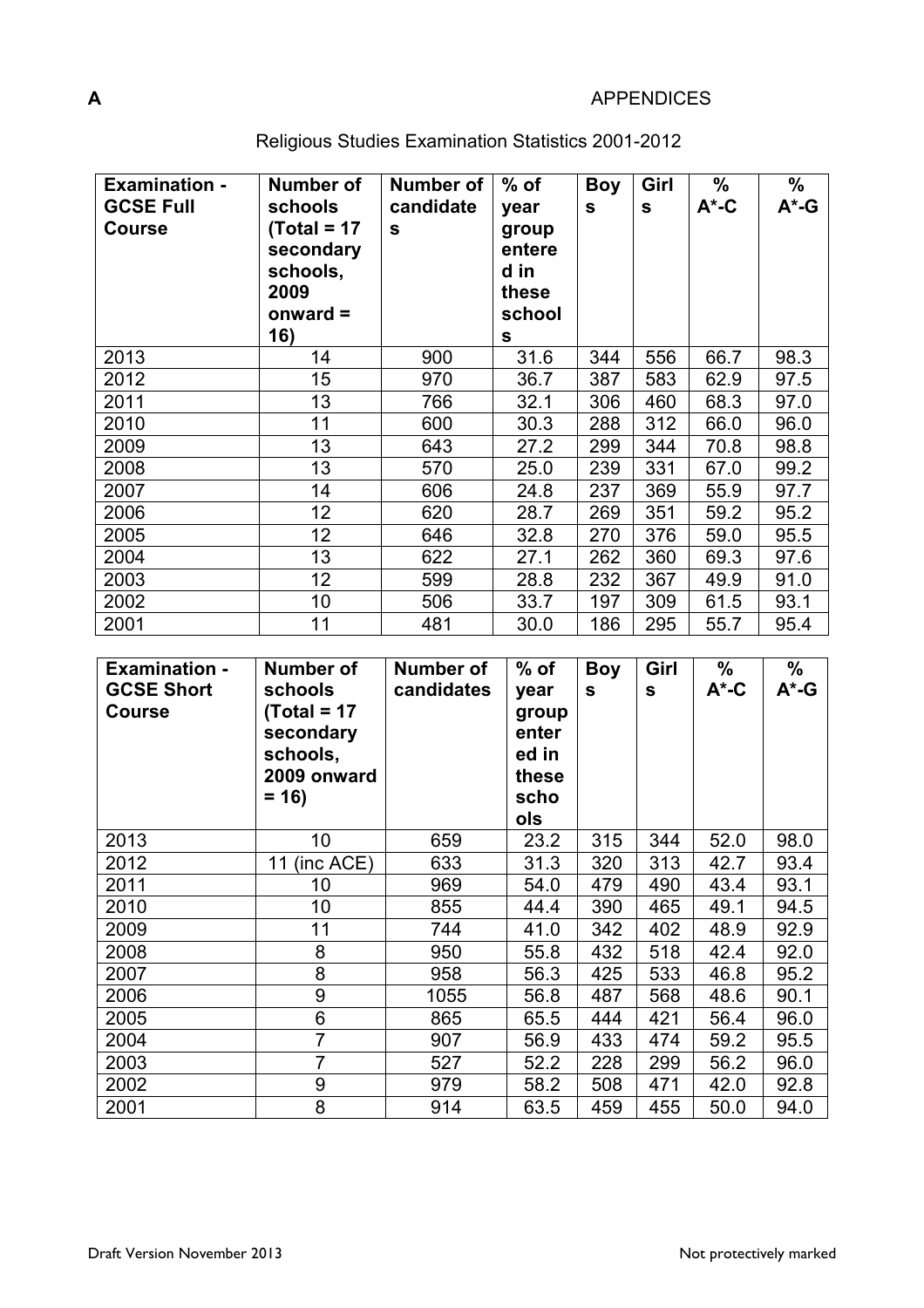**A** APPENDICES

Religious Studies Examination Statistics 2001-2012

| Examination - GCSE Full Course | Number of schools (Total = 17 secondary schools, 2009 onward = 16) | Number of candidates | % of year group entered in these schools | Boys | Girls | % A*-C | % A*-G |
|---|---|---|---|---|---|---|---|
| 2013 | 14 | 900 | 31.6 | 344 | 556 | 66.7 | 98.3 |
| 2012 | 15 | 970 | 36.7 | 387 | 583 | 62.9 | 97.5 |
| 2011 | 13 | 766 | 32.1 | 306 | 460 | 68.3 | 97.0 |
| 2010 | 11 | 600 | 30.3 | 288 | 312 | 66.0 | 96.0 |
| 2009 | 13 | 643 | 27.2 | 299 | 344 | 70.8 | 98.8 |
| 2008 | 13 | 570 | 25.0 | 239 | 331 | 67.0 | 99.2 |
| 2007 | 14 | 606 | 24.8 | 237 | 369 | 55.9 | 97.7 |
| 2006 | 12 | 620 | 28.7 | 269 | 351 | 59.2 | 95.2 |
| 2005 | 12 | 646 | 32.8 | 270 | 376 | 59.0 | 95.5 |
| 2004 | 13 | 622 | 27.1 | 262 | 360 | 69.3 | 97.6 |
| 2003 | 12 | 599 | 28.8 | 232 | 367 | 49.9 | 91.0 |
| 2002 | 10 | 506 | 33.7 | 197 | 309 | 61.5 | 93.1 |
| 2001 | 11 | 481 | 30.0 | 186 | 295 | 55.7 | 95.4 |

| Examination - GCSE Short Course | Number of schools (Total = 17 secondary schools, 2009 onward = 16) | Number of candidates | % of year group entered in these schools | Boys | Girls | % A*-C | % A*-G |
|---|---|---|---|---|---|---|---|
| 2013 | 10 | 659 | 23.2 | 315 | 344 | 52.0 | 98.0 |
| 2012 | 11 (inc ACE) | 633 | 31.3 | 320 | 313 | 42.7 | 93.4 |
| 2011 | 10 | 969 | 54.0 | 479 | 490 | 43.4 | 93.1 |
| 2010 | 10 | 855 | 44.4 | 390 | 465 | 49.1 | 94.5 |
| 2009 | 11 | 744 | 41.0 | 342 | 402 | 48.9 | 92.9 |
| 2008 | 8 | 950 | 55.8 | 432 | 518 | 42.4 | 92.0 |
| 2007 | 8 | 958 | 56.3 | 425 | 533 | 46.8 | 95.2 |
| 2006 | 9 | 1055 | 56.8 | 487 | 568 | 48.6 | 90.1 |
| 2005 | 6 | 865 | 65.5 | 444 | 421 | 56.4 | 96.0 |
| 2004 | 7 | 907 | 56.9 | 433 | 474 | 59.2 | 95.5 |
| 2003 | 7 | 527 | 52.2 | 228 | 299 | 56.2 | 96.0 |
| 2002 | 9 | 979 | 58.2 | 508 | 471 | 42.0 | 92.8 |
| 2001 | 8 | 914 | 63.5 | 459 | 455 | 50.0 | 94.0 |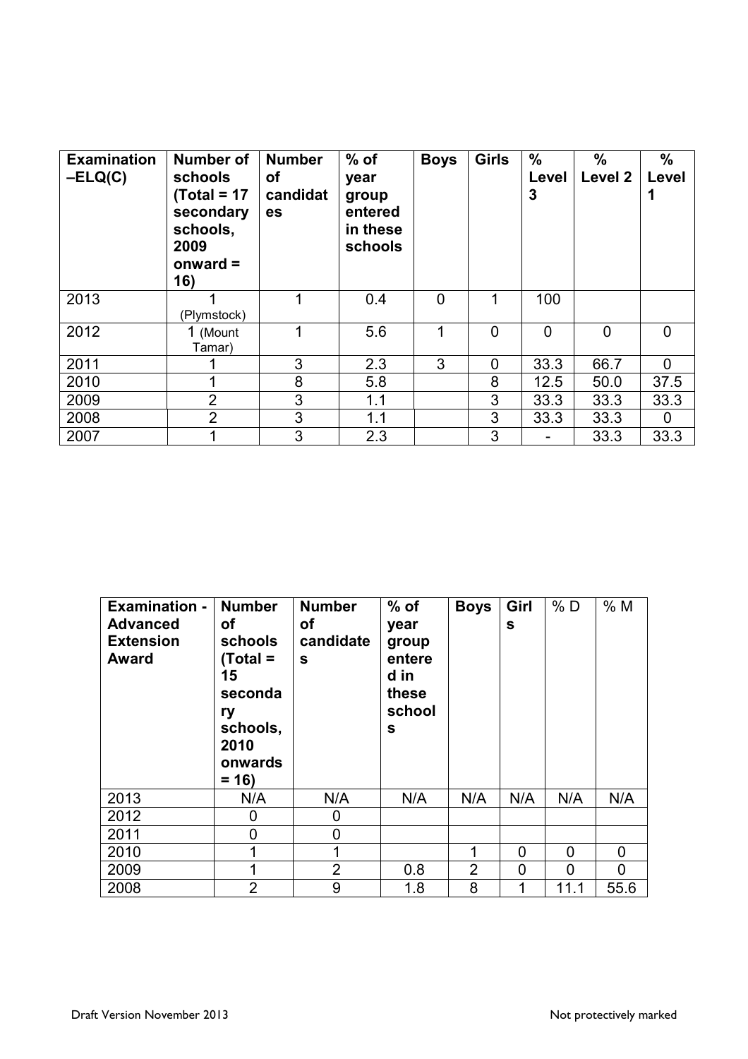| Examination –ELQ(C) | Number of schools (Total = 17 secondary schools, 2009 onward = 16) | Number of candidates | % of year group entered in these schools | Boys | Girls | % Level 3 | % Level 2 | % Level 1 |
|---|---|---|---|---|---|---|---|---|
| 2013 | 1 (Plymstock) | 1 | 0.4 | 0 | 1 | 100 | | |
| 2012 | 1 (Mount Tamar) | 1 | 5.6 | 1 | 0 | 0 | 0 | 0 |
| 2011 | 1 | 3 | 2.3 | 3 | 0 | 33.3 | 66.7 | 0 |
| 2010 | 1 | 8 | 5.8 | | 8 | 12.5 | 50.0 | 37.5 |
| 2009 | 2 | 3 | 1.1 | | 3 | 33.3 | 33.3 | 33.3 |
| 2008 | 2 | 3 | 1.1 | | 3 | 33.3 | 33.3 | 0 |
| 2007 | 1 | 3 | 2.3 | | 3 | - | 33.3 | 33.3 |

| Examination - Advanced Extension Award | Number of schools (Total = 15 secondary schools, 2010 onwards = 16) | Number of candidates | % of year group entered in these schools | Boys | Girls | % D | % M |
|---|---|---|---|---|---|---|---|
| 2013 | N/A | N/A | N/A | N/A | N/A | N/A | N/A |
| 2012 | 0 | 0 | | | | | |
| 2011 | 0 | 0 | | | | | |
| 2010 | 1 | 1 | | 1 | 0 | 0 | 0 |
| 2009 | 1 | 2 | 0.8 | 2 | 0 | 0 | 0 |
| 2008 | 2 | 9 | 1.8 | 8 | 1 | 11.1 | 55.6 |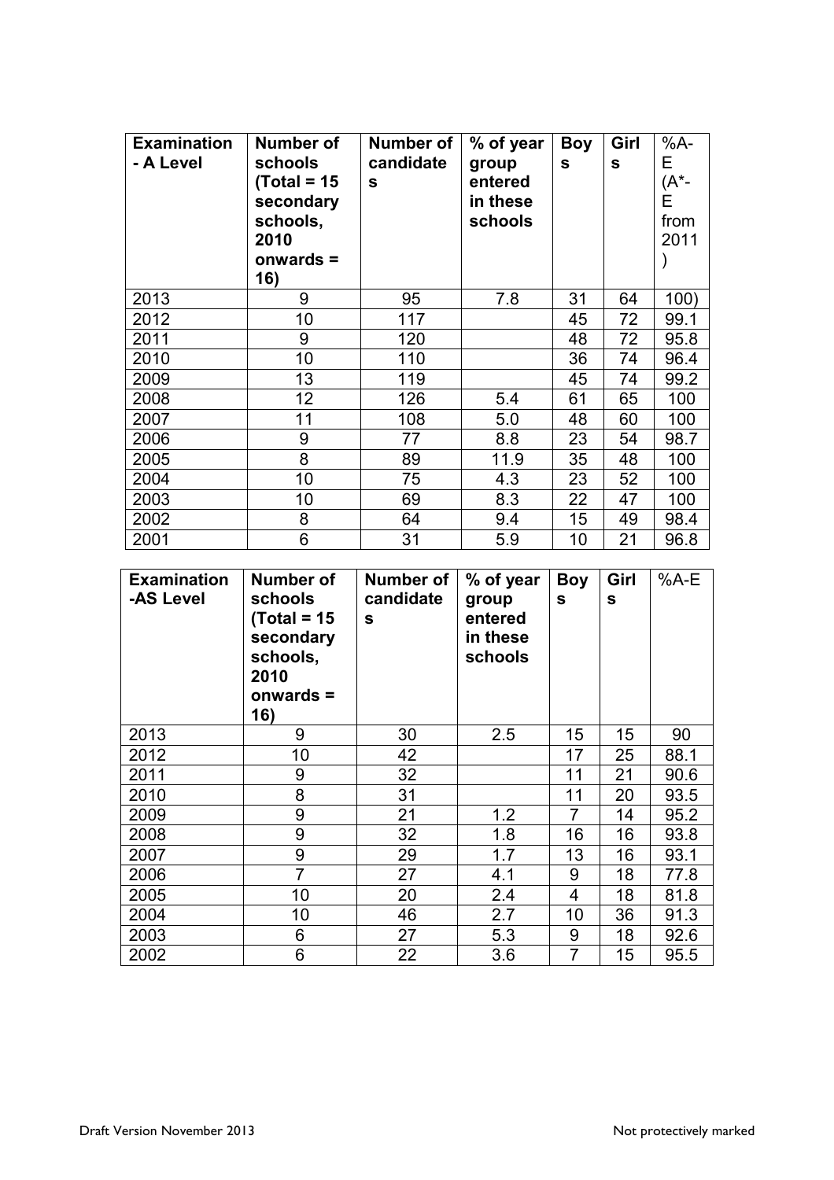| Examination - A Level | Number of schools (Total = 15 secondary schools, 2010 onwards = 16) | Number of candidates | % of year group entered in these schools | Boys | Girls | %A-E (A*-E from 2011) |
| --- | --- | --- | --- | --- | --- | --- |
| 2013 | 9 | 95 | 7.8 | 31 | 64 | 100) |
| 2012 | 10 | 117 | | 45 | 72 | 99.1 |
| 2011 | 9 | 120 | | 48 | 72 | 95.8 |
| 2010 | 10 | 110 | | 36 | 74 | 96.4 |
| 2009 | 13 | 119 | | 45 | 74 | 99.2 |
| 2008 | 12 | 126 | 5.4 | 61 | 65 | 100 |
| 2007 | 11 | 108 | 5.0 | 48 | 60 | 100 |
| 2006 | 9 | 77 | 8.8 | 23 | 54 | 98.7 |
| 2005 | 8 | 89 | 11.9 | 35 | 48 | 100 |
| 2004 | 10 | 75 | 4.3 | 23 | 52 | 100 |
| 2003 | 10 | 69 | 8.3 | 22 | 47 | 100 |
| 2002 | 8 | 64 | 9.4 | 15 | 49 | 98.4 |
| 2001 | 6 | 31 | 5.9 | 10 | 21 | 96.8 |

| Examination -AS Level | Number of schools (Total = 15 secondary schools, 2010 onwards = 16) | Number of candidates | % of year group entered in these schools | Boys | Girls | %A-E |
| --- | --- | --- | --- | --- | --- | --- |
| 2013 | 9 | 30 | 2.5 | 15 | 15 | 90 |
| 2012 | 10 | 42 | | 17 | 25 | 88.1 |
| 2011 | 9 | 32 | | 11 | 21 | 90.6 |
| 2010 | 8 | 31 | | 11 | 20 | 93.5 |
| 2009 | 9 | 21 | 1.2 | 7 | 14 | 95.2 |
| 2008 | 9 | 32 | 1.8 | 16 | 16 | 93.8 |
| 2007 | 9 | 29 | 1.7 | 13 | 16 | 93.1 |
| 2006 | 7 | 27 | 4.1 | 9 | 18 | 77.8 |
| 2005 | 10 | 20 | 2.4 | 4 | 18 | 81.8 |
| 2004 | 10 | 46 | 2.7 | 10 | 36 | 91.3 |
| 2003 | 6 | 27 | 5.3 | 9 | 18 | 92.6 |
| 2002 | 6 | 22 | 3.6 | 7 | 15 | 95.5 |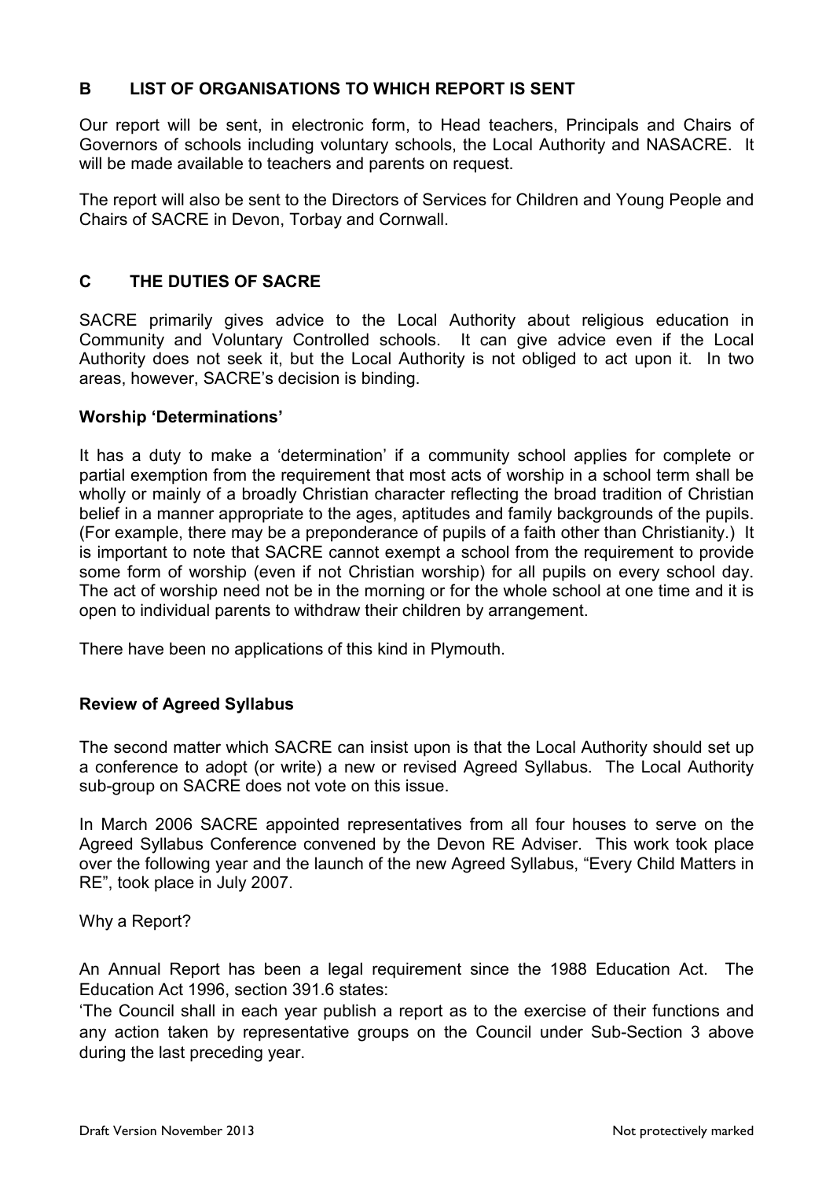## B LIST OF ORGANISATIONS TO WHICH REPORT IS SENT

Our report will be sent, in electronic form, to Head teachers, Principals and Chairs of Governors of schools including voluntary schools, the Local Authority and NASACRE. It will be made available to teachers and parents on request.

The report will also be sent to the Directors of Services for Children and Young People and Chairs of SACRE in Devon, Torbay and Cornwall.

## C THE DUTIES OF SACRE

SACRE primarily gives advice to the Local Authority about religious education in Community and Voluntary Controlled schools. It can give advice even if the Local Authority does not seek it, but the Local Authority is not obliged to act upon it. In two areas, however, SACRE's decision is binding.

### Worship 'Determinations'

It has a duty to make a 'determination' if a community school applies for complete or partial exemption from the requirement that most acts of worship in a school term shall be wholly or mainly of a broadly Christian character reflecting the broad tradition of Christian belief in a manner appropriate to the ages, aptitudes and family backgrounds of the pupils. (For example, there may be a preponderance of pupils of a faith other than Christianity.) It is important to note that SACRE cannot exempt a school from the requirement to provide some form of worship (even if not Christian worship) for all pupils on every school day. The act of worship need not be in the morning or for the whole school at one time and it is open to individual parents to withdraw their children by arrangement.

There have been no applications of this kind in Plymouth.

### Review of Agreed Syllabus

The second matter which SACRE can insist upon is that the Local Authority should set up a conference to adopt (or write) a new or revised Agreed Syllabus. The Local Authority sub-group on SACRE does not vote on this issue.

In March 2006 SACRE appointed representatives from all four houses to serve on the Agreed Syllabus Conference convened by the Devon RE Adviser. This work took place over the following year and the launch of the new Agreed Syllabus, "Every Child Matters in RE", took place in July 2007.

Why a Report?

An Annual Report has been a legal requirement since the 1988 Education Act. The Education Act 1996, section 391.6 states:

'The Council shall in each year publish a report as to the exercise of their functions and any action taken by representative groups on the Council under Sub-Section 3 above during the last preceding year.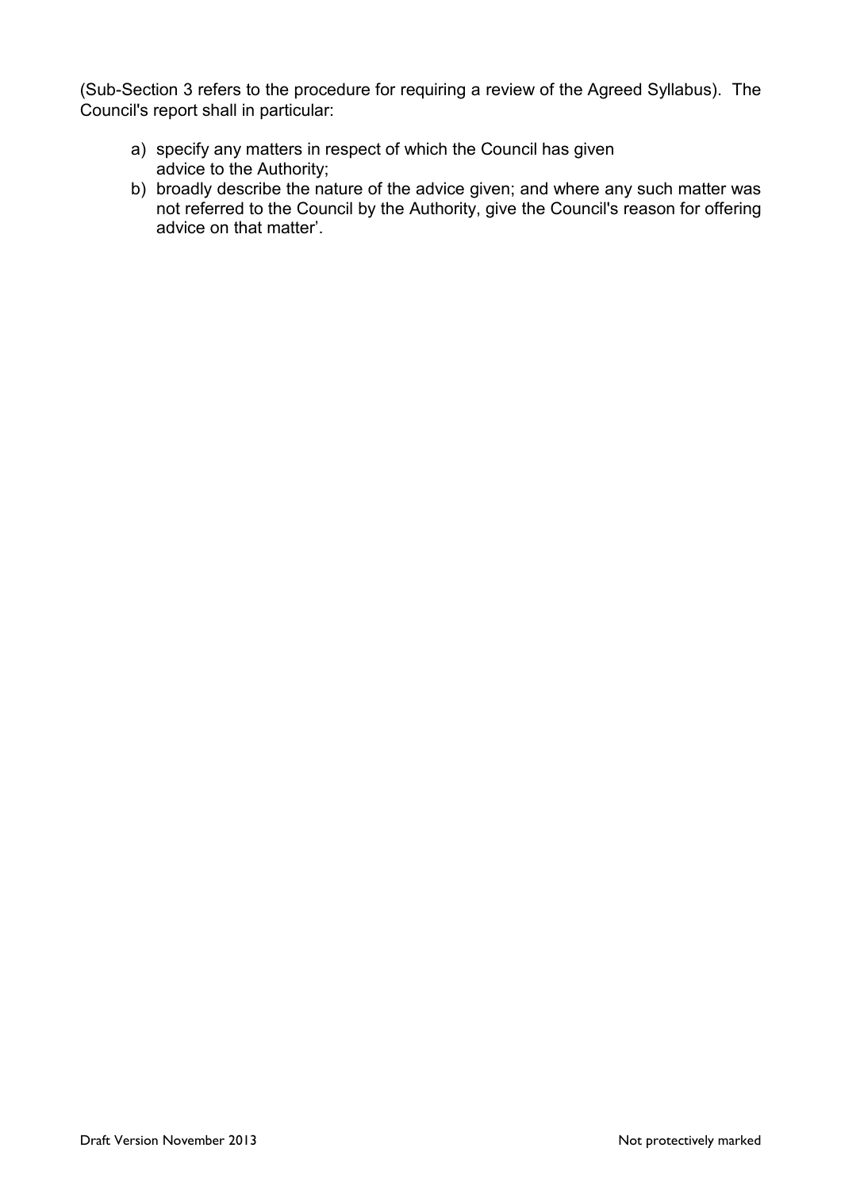(Sub-Section 3 refers to the procedure for requiring a review of the Agreed Syllabus). The Council's report shall in particular:

a) specify any matters in respect of which the Council has given advice to the Authority;
b) broadly describe the nature of the advice given; and where any such matter was not referred to the Council by the Authority, give the Council's reason for offering advice on that matter'.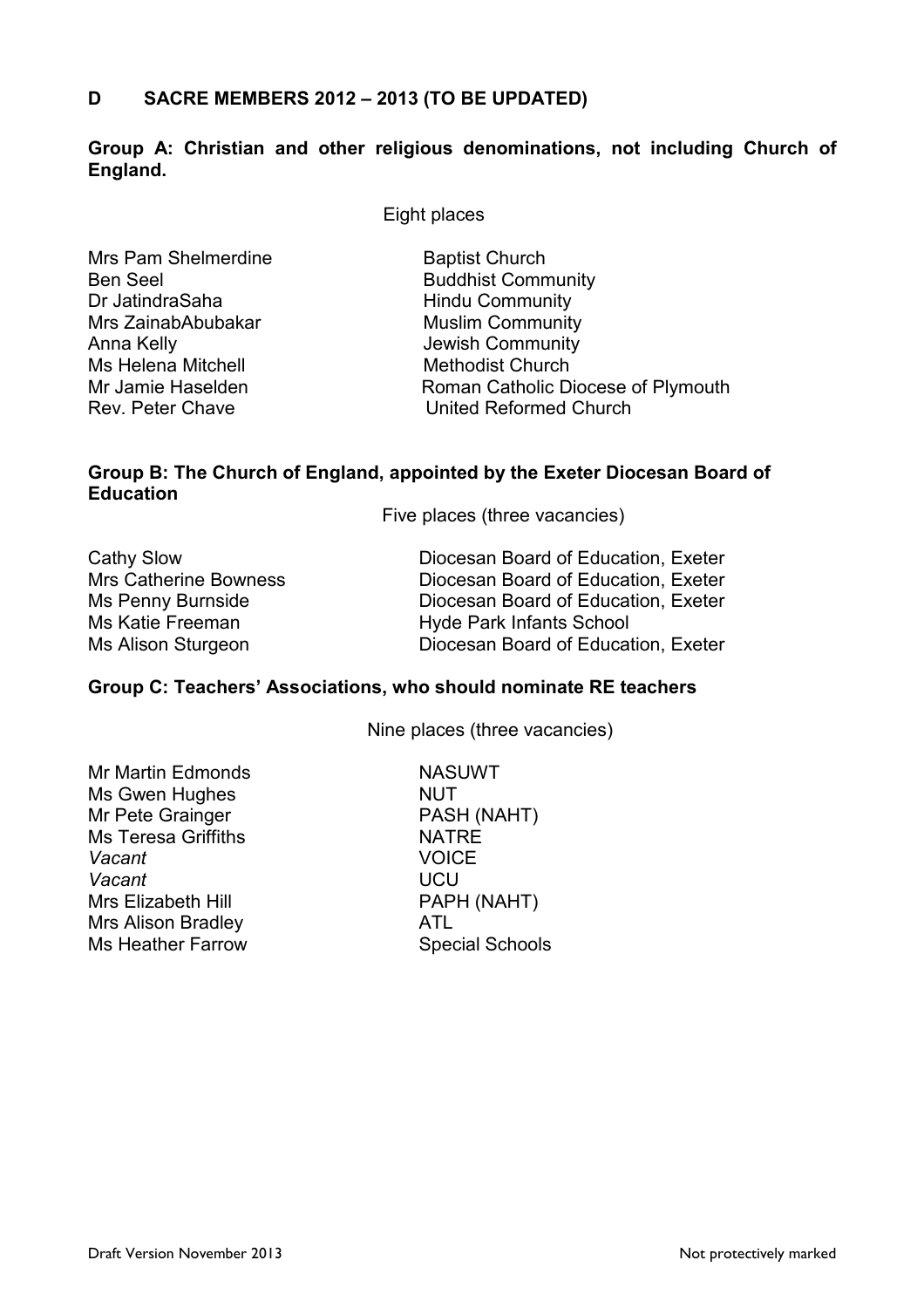## D SACRE MEMBERS 2012 – 2013 (TO BE UPDATED)

**Group A: Christian and other religious denominations, not including Church of England.**

Eight places

| | |
|---|---|
| Mrs Pam Shelmerdine | Baptist Church |
| Ben Seel | Buddhist Community |
| Dr JatindraSaha | Hindu Community |
| Mrs ZainabAbubakar | Muslim Community |
| Anna Kelly | Jewish Community |
| Ms Helena Mitchell | Methodist Church |
| Mr Jamie Haselden | Roman Catholic Diocese of Plymouth |
| Rev. Peter Chave | United Reformed Church |

**Group B: The Church of England, appointed by the Exeter Diocesan Board of Education**

Five places (three vacancies)

| | |
|---|---|
| Cathy Slow | Diocesan Board of Education, Exeter |
| Mrs Catherine Bowness | Diocesan Board of Education, Exeter |
| Ms Penny Burnside | Diocesan Board of Education, Exeter |
| Ms Katie Freeman | Hyde Park Infants School |
| Ms Alison Sturgeon | Diocesan Board of Education, Exeter |

**Group C: Teachers' Associations, who should nominate RE teachers**

Nine places (three vacancies)

| | |
|---|---|
| Mr Martin Edmonds | NASUWT |
| Ms Gwen Hughes | NUT |
| Mr Pete Grainger | PASH (NAHT) |
| Ms Teresa Griffiths | NATRE |
| *Vacant* | VOICE |
| *Vacant* | UCU |
| Mrs Elizabeth Hill | PAPH (NAHT) |
| Mrs Alison Bradley | ATL |
| Ms Heather Farrow | Special Schools |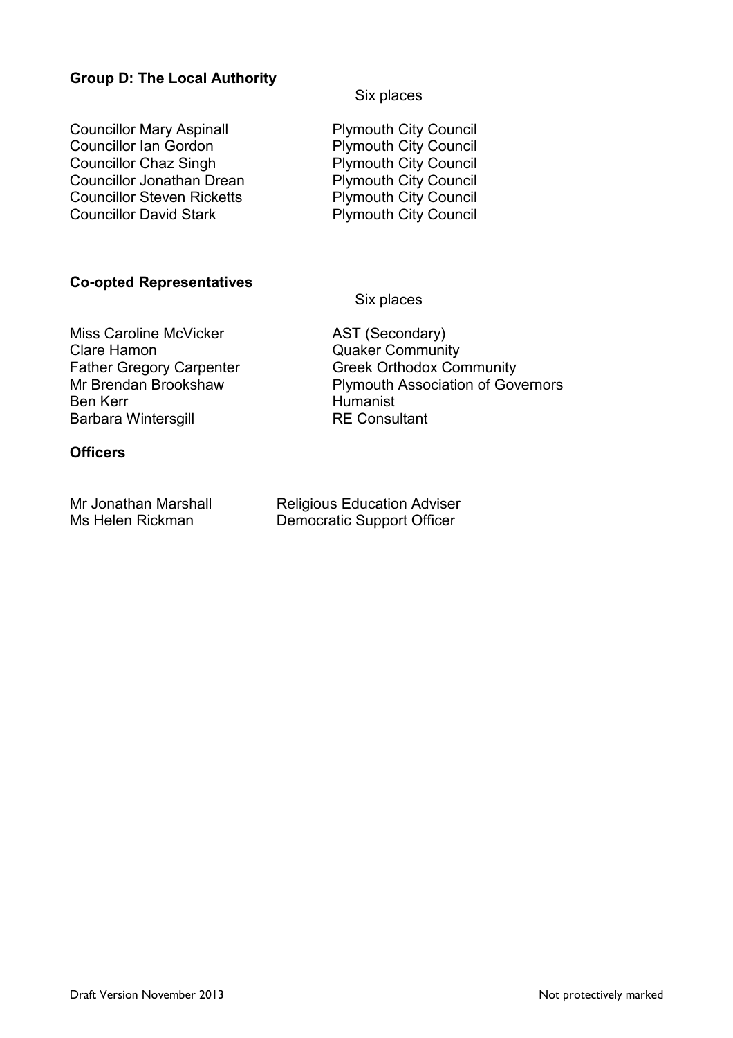**Group D: The Local Authority**

Six places

| | |
|---|---|
| Councillor Mary Aspinall | Plymouth City Council |
| Councillor Ian Gordon | Plymouth City Council |
| Councillor Chaz Singh | Plymouth City Council |
| Councillor Jonathan Drean | Plymouth City Council |
| Councillor Steven Ricketts | Plymouth City Council |
| Councillor David Stark | Plymouth City Council |

**Co-opted Representatives**

Six places

| | |
|---|---|
| Miss Caroline McVicker | AST (Secondary) |
| Clare Hamon | Quaker Community |
| Father Gregory Carpenter | Greek Orthodox Community |
| Mr Brendan Brookshaw | Plymouth Association of Governors |
| Ben Kerr | Humanist |
| Barbara Wintersgill | RE Consultant |

**Officers**

| | |
|---|---|
| Mr Jonathan Marshall | Religious Education Adviser |
| Ms Helen Rickman | Democratic Support Officer |

Draft Version November 2013

Not protectively marked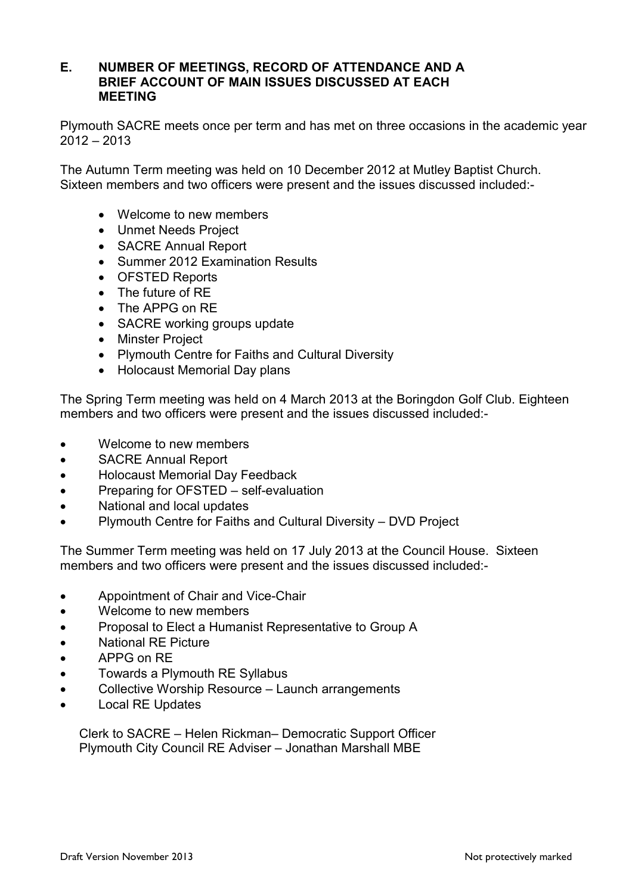## E. NUMBER OF MEETINGS, RECORD OF ATTENDANCE AND A BRIEF ACCOUNT OF MAIN ISSUES DISCUSSED AT EACH MEETING

Plymouth SACRE meets once per term and has met on three occasions in the academic year 2012 – 2013

The Autumn Term meeting was held on 10 December 2012 at Mutley Baptist Church. Sixteen members and two officers were present and the issues discussed included:-

- Welcome to new members
- Unmet Needs Project
- SACRE Annual Report
- Summer 2012 Examination Results
- OFSTED Reports
- The future of RE
- The APPG on RE
- SACRE working groups update
- Minster Project
- Plymouth Centre for Faiths and Cultural Diversity
- Holocaust Memorial Day plans

The Spring Term meeting was held on 4 March 2013 at the Boringdon Golf Club. Eighteen members and two officers were present and the issues discussed included:-

- Welcome to new members
- SACRE Annual Report
- Holocaust Memorial Day Feedback
- Preparing for OFSTED – self-evaluation
- National and local updates
- Plymouth Centre for Faiths and Cultural Diversity – DVD Project

The Summer Term meeting was held on 17 July 2013 at the Council House. Sixteen members and two officers were present and the issues discussed included:-

- Appointment of Chair and Vice-Chair
- Welcome to new members
- Proposal to Elect a Humanist Representative to Group A
- National RE Picture
- APPG on RE
- Towards a Plymouth RE Syllabus
- Collective Worship Resource – Launch arrangements
- Local RE Updates

Clerk to SACRE – Helen Rickman– Democratic Support Officer
Plymouth City Council RE Adviser – Jonathan Marshall MBE